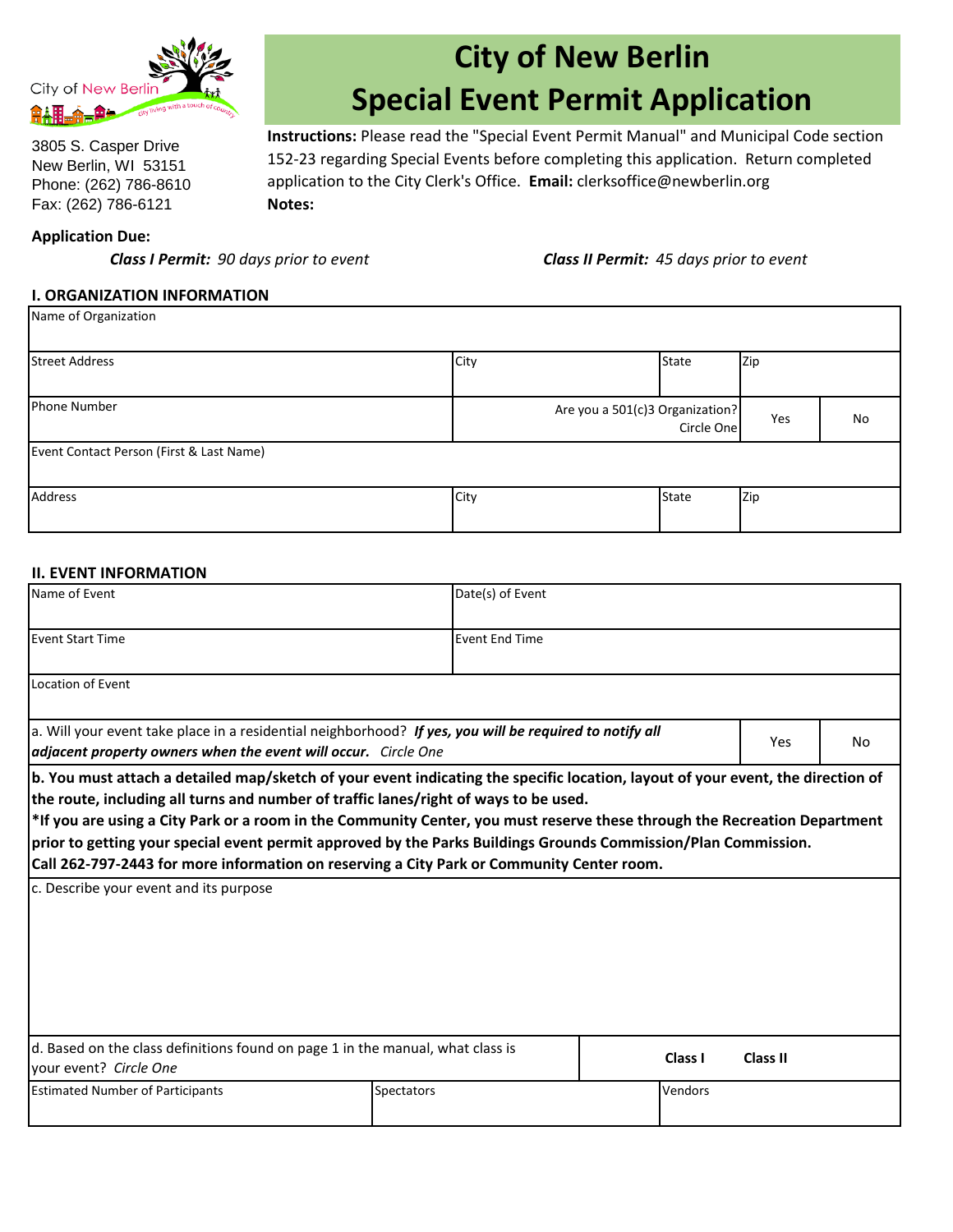City of New Berlin

3805 S. Casper Drive
New Berlin, WI 53151
Phone: (262) 786-8610
Fax: (262) 786-6121

# City of New Berlin
# Special Event Permit Application

**Instructions:** Please read the "Special Event Permit Manual" and Municipal Code section 152-23 regarding Special Events before completing this application. Return completed application to the City Clerk's Office. **Email:** clerksoffice@newberlin.org

**Notes:**

**Application Due:**

***Class I Permit:*** *90 days prior to event*

***Class II Permit:*** *45 days prior to event*

## I. ORGANIZATION INFORMATION

| Name of Organization | | | | |
|---|---|---|---|---|
| Street Address | City | State | Zip | |
| Phone Number | Are you a 501(c)3 Organization? Circle One | | Yes | No |
| Event Contact Person (First & Last Name) | | | | |
| Address | City | State | Zip | |

## II. EVENT INFORMATION

| Name of Event | Date(s) of Event | | |
|---|---|---|---|
| Event Start Time | Event End Time | | |
| Location of Event | | | |
| a. Will your event take place in a residential neighborhood? ***If yes, you will be required to notify all adjacent property owners when the event will occur.*** *Circle One* | | Yes | No |

**b. You must attach a detailed map/sketch of your event indicating the specific location, layout of your event, the direction of the route, including all turns and number of traffic lanes/right of ways to be used.**
**\*If you are using a City Park or a room in the Community Center, you must reserve these through the Recreation Department prior to getting your special event permit approved by the Parks Buildings Grounds Commission/Plan Commission.**
**Call 262-797-2443 for more information on reserving a City Park or Community Center room.**

c. Describe your event and its purpose

| d. Based on the class definitions found on page 1 in the manual, what class is your event? *Circle One* | | **Class I** | **Class II** |
|---|---|---|---|
| Estimated Number of Participants | Spectators | Vendors | |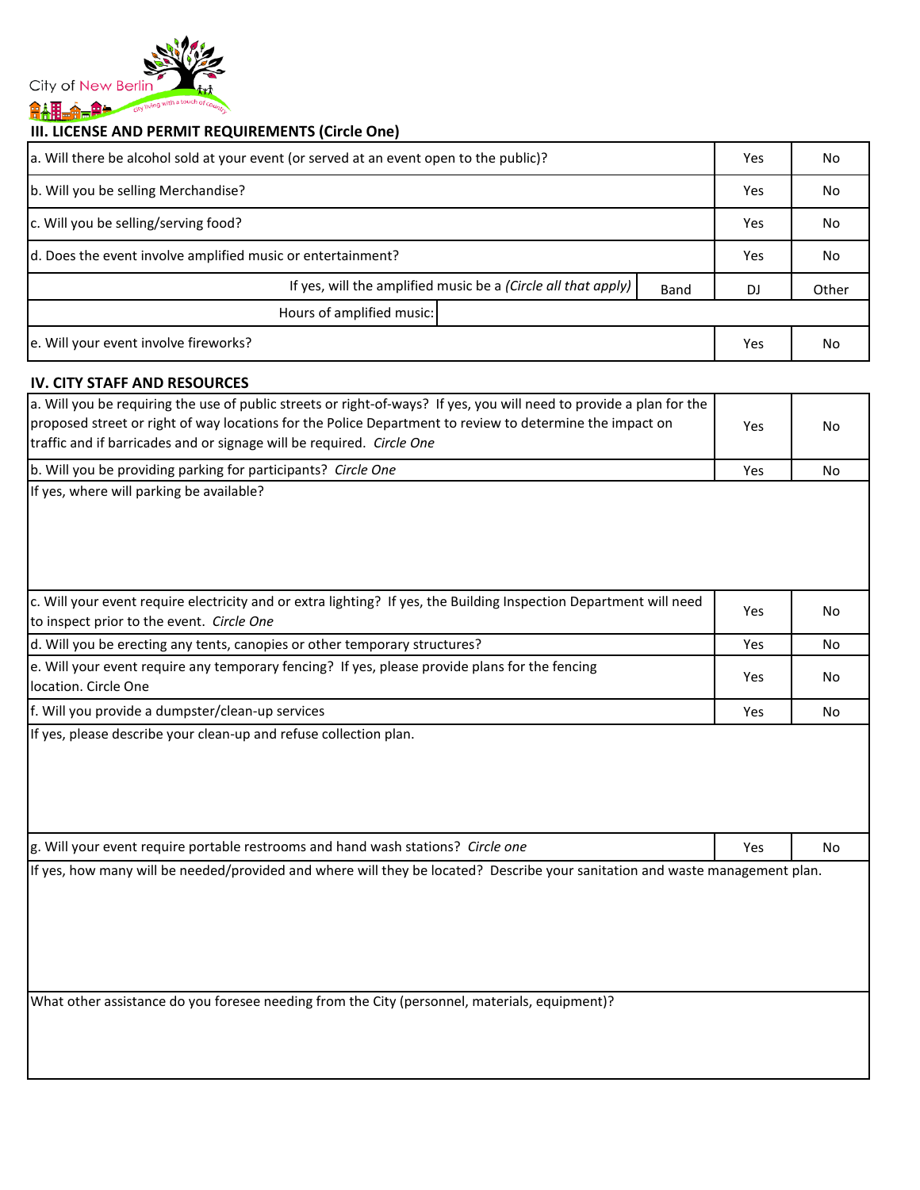City of New Berlin

city living with a touch of country

### III. LICENSE AND PERMIT REQUIREMENTS (Circle One)

| | | | |
|---|---|---|---|
| a. Will there be alcohol sold at your event (or served at an event open to the public)? | | Yes | No |
| b. Will you be selling Merchandise? | | Yes | No |
| c. Will you be selling/serving food? | | Yes | No |
| d. Does the event involve amplified music or entertainment? | | Yes | No |
| If yes, will the amplified music be a *(Circle all that apply)* | Band | DJ | Other |
| Hours of amplified music: | | | |
| e. Will your event involve fireworks? | | Yes | No |

### IV. CITY STAFF AND RESOURCES

| | | |
|---|---|---|
| a. Will you be requiring the use of public streets or right-of-ways? If yes, you will need to provide a plan for the proposed street or right of way locations for the Police Department to review to determine the impact on traffic and if barricades and or signage will be required. *Circle One* | Yes | No |
| b. Will you be providing parking for participants? *Circle One* | Yes | No |
| If yes, where will parking be available? | | |
| c. Will your event require electricity and or extra lighting? If yes, the Building Inspection Department will need to inspect prior to the event. *Circle One* | Yes | No |
| d. Will you be erecting any tents, canopies or other temporary structures? | Yes | No |
| e. Will your event require any temporary fencing? If yes, please provide plans for the fencing location. Circle One | Yes | No |
| f. Will you provide a dumpster/clean-up services | Yes | No |
| If yes, please describe your clean-up and refuse collection plan. | | |
| g. Will your event require portable restrooms and hand wash stations? *Circle one* | Yes | No |
| If yes, how many will be needed/provided and where will they be located? Describe your sanitation and waste management plan. | | |
| What other assistance do you foresee needing from the City (personnel, materials, equipment)? | | |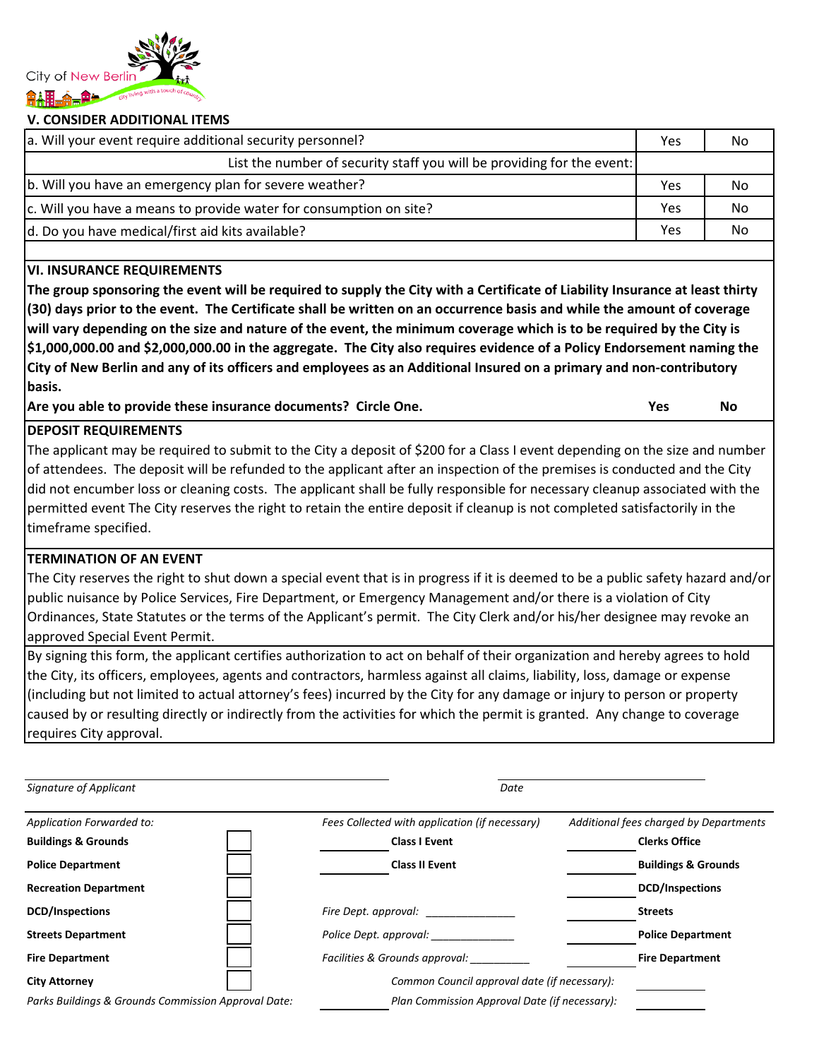City of New Berlin

### V. CONSIDER ADDITIONAL ITEMS

| | | |
|---|---|---|
| a. Will your event require additional security personnel? | Yes | No |
| List the number of security staff you will be providing for the event: | | |
| b. Will you have an emergency plan for severe weather? | Yes | No |
| c. Will you have a means to provide water for consumption on site? | Yes | No |
| d. Do you have medical/first aid kits available? | Yes | No |

### VI. INSURANCE REQUIREMENTS

**The group sponsoring the event will be required to supply the City with a Certificate of Liability Insurance at least thirty (30) days prior to the event. The Certificate shall be written on an occurrence basis and while the amount of coverage will vary depending on the size and nature of the event, the minimum coverage which is to be required by the City is $1,000,000.00 and $2,000,000.00 in the aggregate. The City also requires evidence of a Policy Endorsement naming the City of New Berlin and any of its officers and employees as an Additional Insured on a primary and non-contributory basis.**

**Are you able to provide these insurance documents? Circle One.** **Yes** **No**

### DEPOSIT REQUIREMENTS

The applicant may be required to submit to the City a deposit of $200 for a Class I event depending on the size and number of attendees. The deposit will be refunded to the applicant after an inspection of the premises is conducted and the City did not encumber loss or cleaning costs. The applicant shall be fully responsible for necessary cleanup associated with the permitted event The City reserves the right to retain the entire deposit if cleanup is not completed satisfactorily in the timeframe specified.

### TERMINATION OF AN EVENT

The City reserves the right to shut down a special event that is in progress if it is deemed to be a public safety hazard and/or public nuisance by Police Services, Fire Department, or Emergency Management and/or there is a violation of City Ordinances, State Statutes or the terms of the Applicant's permit. The City Clerk and/or his/her designee may revoke an approved Special Event Permit.

By signing this form, the applicant certifies authorization to act on behalf of their organization and hereby agrees to hold the City, its officers, employees, agents and contractors, harmless against all claims, liability, loss, damage or expense (including but not limited to actual attorney's fees) incurred by the City for any damage or injury to person or property caused by or resulting directly or indirectly from the activities for which the permit is granted. Any change to coverage requires City approval.

_______________________________ _______________________

*Signature of Applicant* *Date*

| *Application Forwarded to:* | | *Fees Collected with application (if necessary)* | | *Additional fees charged by Departments* | |
|---|---|---|---|---|---|
| **Buildings & Grounds** | ☐ | ________ | **Class I Event** | ________ | **Clerks Office** |
| **Police Department** | ☐ | ________ | **Class II Event** | ________ | **Buildings & Grounds** |
| **Recreation Department** | ☐ | | | ________ | **DCD/Inspections** |
| **DCD/Inspections** | ☐ | *Fire Dept. approval:* _______________ | | ________ | **Streets** |
| **Streets Department** | ☐ | *Police Dept. approval:* ______________ | | ________ | **Police Department** |
| **Fire Department** | ☐ | *Facilities & Grounds approval:* __________ | | ________ | **Fire Department** |
| **City Attorney** | ☐ | | *Common Council approval date (if necessary):* | ________ | |
| *Parks Buildings & Grounds Commission Approval Date:* | | ________ | *Plan Commission Approval Date (if necessary):* | ________ | |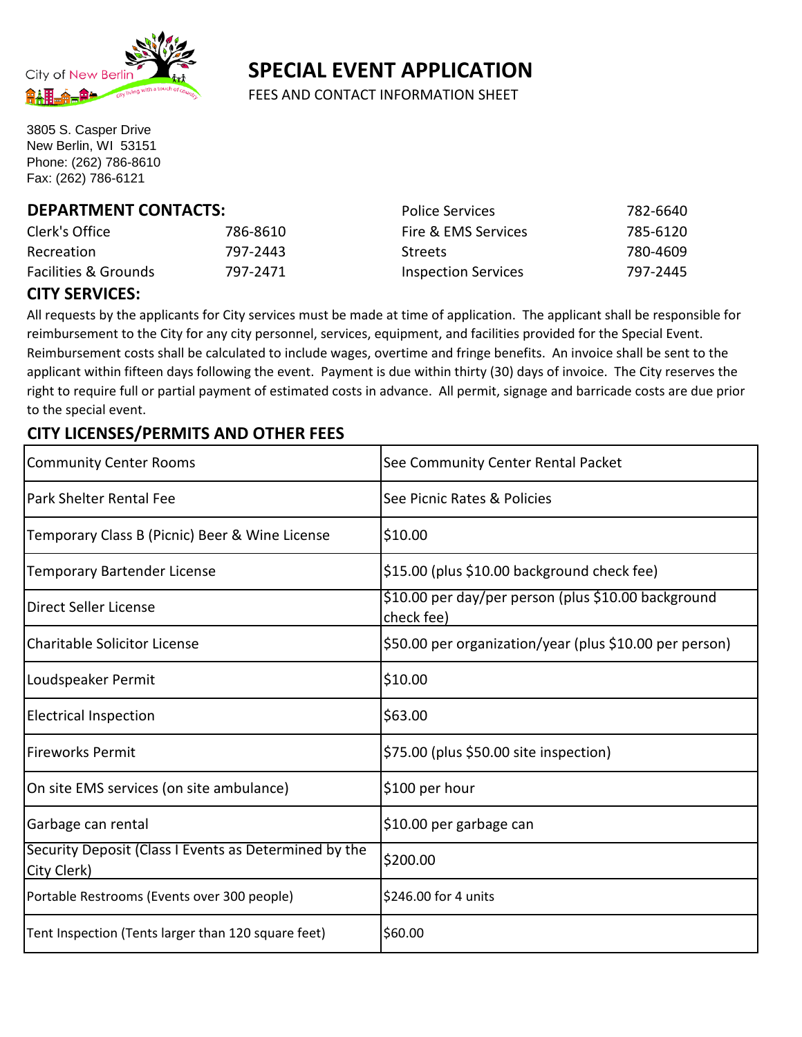City of New Berlin

# SPECIAL EVENT APPLICATION

FEES AND CONTACT INFORMATION SHEET

3805 S. Casper Drive
New Berlin, WI 53151
Phone: (262) 786-8610
Fax: (262) 786-6121

## DEPARTMENT CONTACTS:

| | | | |
|---|---|---|---|
| Clerk's Office | 786-8610 | Police Services | 782-6640 |
| Recreation | 797-2443 | Fire & EMS Services | 785-6120 |
| Facilities & Grounds | 797-2471 | Streets | 780-4609 |
| | | Inspection Services | 797-2445 |

## CITY SERVICES:

All requests by the applicants for City services must be made at time of application. The applicant shall be responsible for reimbursement to the City for any city personnel, services, equipment, and facilities provided for the Special Event. Reimbursement costs shall be calculated to include wages, overtime and fringe benefits. An invoice shall be sent to the applicant within fifteen days following the event. Payment is due within thirty (30) days of invoice. The City reserves the right to require full or partial payment of estimated costs in advance. All permit, signage and barricade costs are due prior to the special event.

## CITY LICENSES/PERMITS AND OTHER FEES

| | |
|---|---|
| Community Center Rooms | See Community Center Rental Packet |
| Park Shelter Rental Fee | See Picnic Rates & Policies |
| Temporary Class B (Picnic) Beer & Wine License | $10.00 |
| Temporary Bartender License | $15.00 (plus $10.00 background check fee) |
| Direct Seller License | $10.00 per day/per person (plus $10.00 background check fee) |
| Charitable Solicitor License | $50.00 per organization/year (plus $10.00 per person) |
| Loudspeaker Permit | $10.00 |
| Electrical Inspection | $63.00 |
| Fireworks Permit | $75.00 (plus $50.00 site inspection) |
| On site EMS services (on site ambulance) | $100 per hour |
| Garbage can rental | $10.00 per garbage can |
| Security Deposit (Class I Events as Determined by the City Clerk) | $200.00 |
| Portable Restrooms (Events over 300 people) | $246.00 for 4 units |
| Tent Inspection (Tents larger than 120 square feet) | $60.00 |